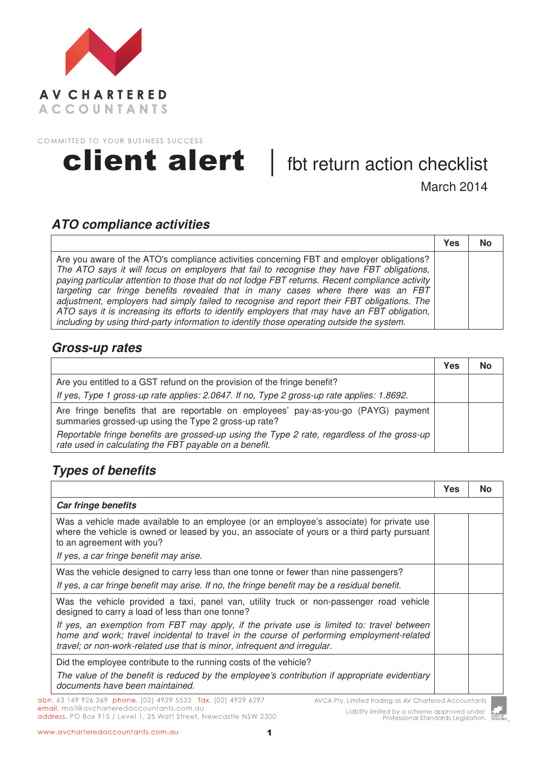AV CHARTERED ACCOUNTANTS

COMMITTED TO YOUR BUSINESS SUCCESS

# client alert | fbt return action checklist

March 2014

## ATO compliance activities

| | Yes | No |
|---|---|---|
| Are you aware of the ATO's compliance activities concerning FBT and employer obligations? *The ATO says it will focus on employers that fail to recognise they have FBT obligations, paying particular attention to those that do not lodge FBT returns. Recent compliance activity targeting car fringe benefits revealed that in many cases where there was an FBT adjustment, employers had simply failed to recognise and report their FBT obligations. The ATO says it is increasing its efforts to identify employers that may have an FBT obligation, including by using third-party information to identify those operating outside the system.* | | |

## Gross-up rates

| | Yes | No |
|---|---|---|
| Are you entitled to a GST refund on the provision of the fringe benefit? *If yes, Type 1 gross-up rate applies: 2.0647. If no, Type 2 gross-up rate applies: 1.8692.* | | |
| Are fringe benefits that are reportable on employees' pay-as-you-go (PAYG) payment summaries grossed-up using the Type 2 gross-up rate? *Reportable fringe benefits are grossed-up using the Type 2 rate, regardless of the gross-up rate used in calculating the FBT payable on a benefit.* | | |

## Types of benefits

| | Yes | No |
|---|---|---|
| ***Car fringe benefits*** | | |
| Was a vehicle made available to an employee (or an employee's associate) for private use where the vehicle is owned or leased by you, an associate of yours or a third party pursuant to an agreement with you? *If yes, a car fringe benefit may arise.* | | |
| Was the vehicle designed to carry less than one tonne or fewer than nine passengers? *If yes, a car fringe benefit may arise. If no, the fringe benefit may be a residual benefit.* | | |
| Was the vehicle provided a taxi, panel van, utility truck or non-passenger road vehicle designed to carry a load of less than one tonne? *If yes, an exemption from FBT may apply, if the private use is limited to: travel between home and work; travel incidental to travel in the course of performing employment-related travel; or non-work-related use that is minor, infrequent and irregular.* | | |
| Did the employee contribute to the running costs of the vehicle? *The value of the benefit is reduced by the employee's contribution if appropriate evidentiary documents have been maintained.* | | |

abn. 63 149 926 269 phone. (02) 4929 5533 fax. (02) 4929 6297
email. mail@avcharteredaccountants.com.au
address. PO Box 915 / Level 1, 25 Watt Street, Newcastle NSW 2300

AVCA Pty. Limited trading as AV Chartered Accountants
Liability limited by a scheme approved under Professional Standards Legislation.

www.avcharteredaccountants.com.au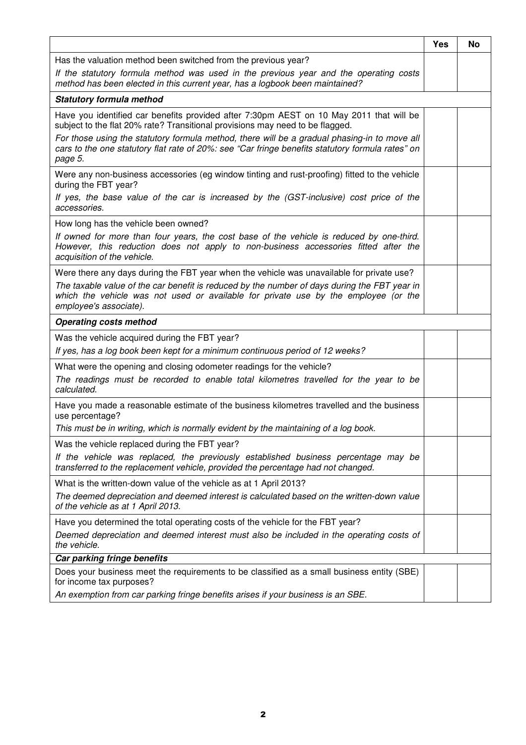| | Yes | No |
|---|---|---|
| Has the valuation method been switched from the previous year?<br>*If the statutory formula method was used in the previous year and the operating costs method has been elected in this current year, has a logbook been maintained?* | | |
| ***Statutory formula method*** | | |
| Have you identified car benefits provided after 7:30pm AEST on 10 May 2011 that will be subject to the flat 20% rate? Transitional provisions may need to be flagged.<br>*For those using the statutory formula method, there will be a gradual phasing-in to move all cars to the one statutory flat rate of 20%: see "Car fringe benefits statutory formula rates" on page 5.* | | |
| Were any non-business accessories (eg window tinting and rust-proofing) fitted to the vehicle during the FBT year?<br>*If yes, the base value of the car is increased by the (GST-inclusive) cost price of the accessories.* | | |
| How long has the vehicle been owned?<br>*If owned for more than four years, the cost base of the vehicle is reduced by one-third. However, this reduction does not apply to non-business accessories fitted after the acquisition of the vehicle.* | | |
| Were there any days during the FBT year when the vehicle was unavailable for private use?<br>*The taxable value of the car benefit is reduced by the number of days during the FBT year in which the vehicle was not used or available for private use by the employee (or the employee's associate).* | | |
| ***Operating costs method*** | | |
| Was the vehicle acquired during the FBT year?<br>*If yes, has a log book been kept for a minimum continuous period of 12 weeks?* | | |
| What were the opening and closing odometer readings for the vehicle?<br>*The readings must be recorded to enable total kilometres travelled for the year to be calculated.* | | |
| Have you made a reasonable estimate of the business kilometres travelled and the business use percentage?<br>*This must be in writing, which is normally evident by the maintaining of a log book.* | | |
| Was the vehicle replaced during the FBT year?<br>*If the vehicle was replaced, the previously established business percentage may be transferred to the replacement vehicle, provided the percentage had not changed.* | | |
| What is the written-down value of the vehicle as at 1 April 2013?<br>*The deemed depreciation and deemed interest is calculated based on the written-down value of the vehicle as at 1 April 2013.* | | |
| Have you determined the total operating costs of the vehicle for the FBT year?<br>*Deemed depreciation and deemed interest must also be included in the operating costs of the vehicle.* | | |
| ***Car parking fringe benefits*** | | |
| Does your business meet the requirements to be classified as a small business entity (SBE) for income tax purposes?<br>*An exemption from car parking fringe benefits arises if your business is an SBE.* | | |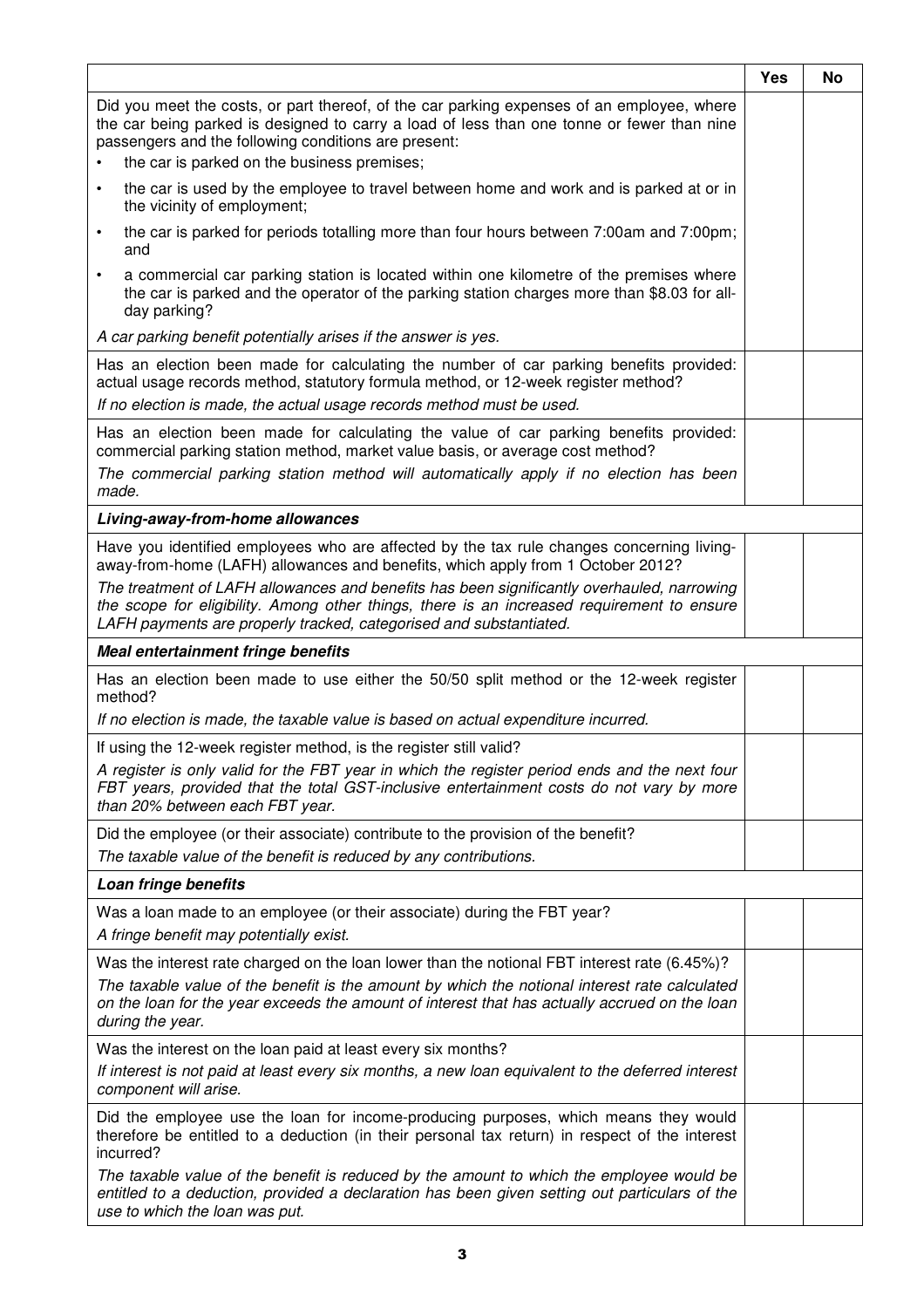| | Yes | No |
|---|---|---|
| Did you meet the costs, or part thereof, of the car parking expenses of an employee, where the car being parked is designed to carry a load of less than one tonne or fewer than nine passengers and the following conditions are present:<br>• the car is parked on the business premises;<br>• the car is used by the employee to travel between home and work and is parked at or in the vicinity of employment;<br>• the car is parked for periods totalling more than four hours between 7:00am and 7:00pm; and<br>• a commercial car parking station is located within one kilometre of the premises where the car is parked and the operator of the parking station charges more than $8.03 for all-day parking?<br>*A car parking benefit potentially arises if the answer is yes.* | | |
| Has an election been made for calculating the number of car parking benefits provided: actual usage records method, statutory formula method, or 12-week register method?<br>*If no election is made, the actual usage records method must be used.* | | |
| Has an election been made for calculating the value of car parking benefits provided: commercial parking station method, market value basis, or average cost method?<br>*The commercial parking station method will automatically apply if no election has been made.* | | |
| ***Living-away-from-home allowances*** | | |
| Have you identified employees who are affected by the tax rule changes concerning living-away-from-home (LAFH) allowances and benefits, which apply from 1 October 2012?<br>*The treatment of LAFH allowances and benefits has been significantly overhauled, narrowing the scope for eligibility. Among other things, there is an increased requirement to ensure LAFH payments are properly tracked, categorised and substantiated.* | | |
| ***Meal entertainment fringe benefits*** | | |
| Has an election been made to use either the 50/50 split method or the 12-week register method?<br>*If no election is made, the taxable value is based on actual expenditure incurred.* | | |
| If using the 12-week register method, is the register still valid?<br>*A register is only valid for the FBT year in which the register period ends and the next four FBT years, provided that the total GST-inclusive entertainment costs do not vary by more than 20% between each FBT year.* | | |
| Did the employee (or their associate) contribute to the provision of the benefit?<br>*The taxable value of the benefit is reduced by any contributions.* | | |
| ***Loan fringe benefits*** | | |
| Was a loan made to an employee (or their associate) during the FBT year?<br>*A fringe benefit may potentially exist.* | | |
| Was the interest rate charged on the loan lower than the notional FBT interest rate (6.45%)?<br>*The taxable value of the benefit is the amount by which the notional interest rate calculated on the loan for the year exceeds the amount of interest that has actually accrued on the loan during the year.* | | |
| Was the interest on the loan paid at least every six months?<br>*If interest is not paid at least every six months, a new loan equivalent to the deferred interest component will arise.* | | |
| Did the employee use the loan for income-producing purposes, which means they would therefore be entitled to a deduction (in their personal tax return) in respect of the interest incurred?<br>*The taxable value of the benefit is reduced by the amount to which the employee would be entitled to a deduction, provided a declaration has been given setting out particulars of the use to which the loan was put.* | | |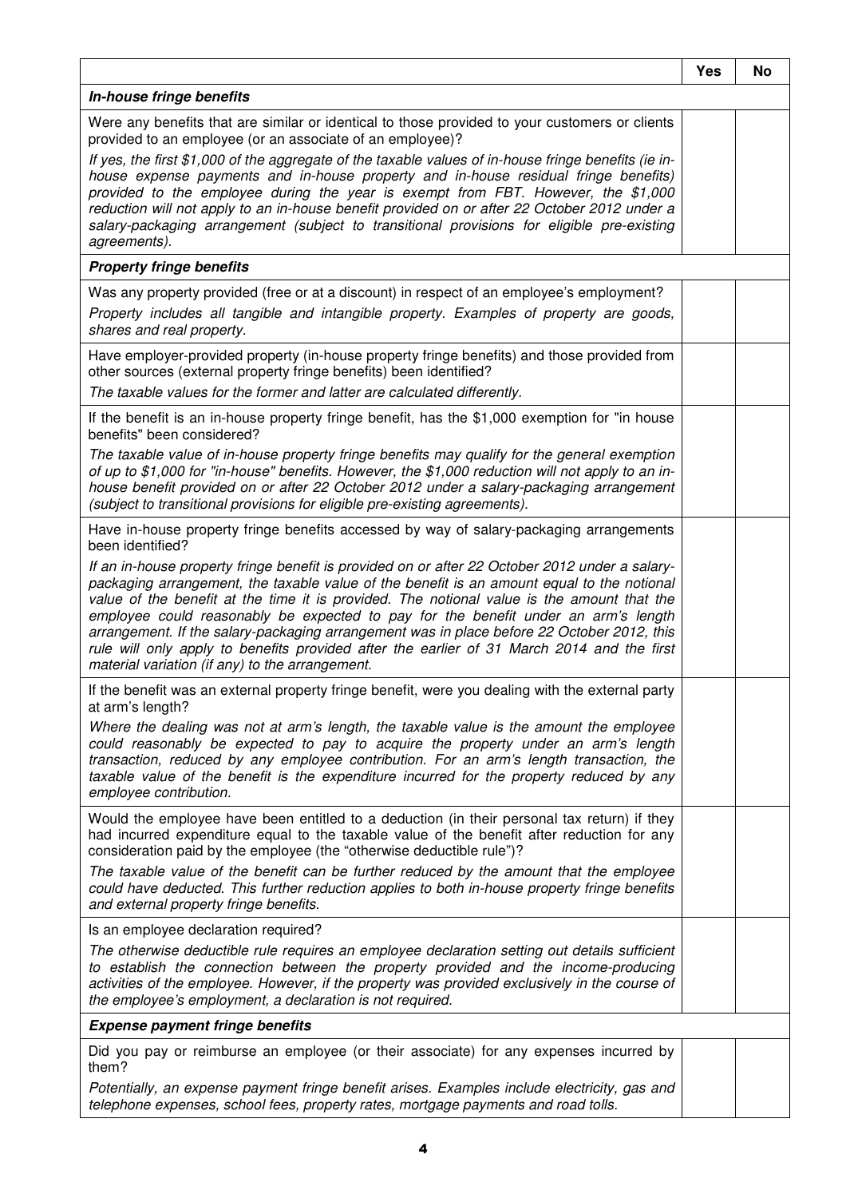| | Yes | No |
|---|---|---|
| ***In-house fringe benefits*** | | |
| Were any benefits that are similar or identical to those provided to your customers or clients provided to an employee (or an associate of an employee)?<br><br>*If yes, the first $1,000 of the aggregate of the taxable values of in-house fringe benefits (ie in-house expense payments and in-house property and in-house residual fringe benefits) provided to the employee during the year is exempt from FBT. However, the $1,000 reduction will not apply to an in-house benefit provided on or after 22 October 2012 under a salary-packaging arrangement (subject to transitional provisions for eligible pre-existing agreements).* | | |
| ***Property fringe benefits*** | | |
| Was any property provided (free or at a discount) in respect of an employee's employment?<br><br>*Property includes all tangible and intangible property. Examples of property are goods, shares and real property.* | | |
| Have employer-provided property (in-house property fringe benefits) and those provided from other sources (external property fringe benefits) been identified?<br><br>*The taxable values for the former and latter are calculated differently.* | | |
| If the benefit is an in-house property fringe benefit, has the $1,000 exemption for "in house benefits" been considered?<br><br>*The taxable value of in-house property fringe benefits may qualify for the general exemption of up to $1,000 for "in-house" benefits. However, the $1,000 reduction will not apply to an in-house benefit provided on or after 22 October 2012 under a salary-packaging arrangement (subject to transitional provisions for eligible pre-existing agreements).* | | |
| Have in-house property fringe benefits accessed by way of salary-packaging arrangements been identified?<br><br>*If an in-house property fringe benefit is provided on or after 22 October 2012 under a salary-packaging arrangement, the taxable value of the benefit is an amount equal to the notional value of the benefit at the time it is provided. The notional value is the amount that the employee could reasonably be expected to pay for the benefit under an arm's length arrangement. If the salary-packaging arrangement was in place before 22 October 2012, this rule will only apply to benefits provided after the earlier of 31 March 2014 and the first material variation (if any) to the arrangement.* | | |
| If the benefit was an external property fringe benefit, were you dealing with the external party at arm's length?<br><br>*Where the dealing was not at arm's length, the taxable value is the amount the employee could reasonably be expected to pay to acquire the property under an arm's length transaction, reduced by any employee contribution. For an arm's length transaction, the taxable value of the benefit is the expenditure incurred for the property reduced by any employee contribution.* | | |
| Would the employee have been entitled to a deduction (in their personal tax return) if they had incurred expenditure equal to the taxable value of the benefit after reduction for any consideration paid by the employee (the "otherwise deductible rule")?<br><br>*The taxable value of the benefit can be further reduced by the amount that the employee could have deducted. This further reduction applies to both in-house property fringe benefits and external property fringe benefits.* | | |
| Is an employee declaration required?<br><br>*The otherwise deductible rule requires an employee declaration setting out details sufficient to establish the connection between the property provided and the income-producing activities of the employee. However, if the property was provided exclusively in the course of the employee's employment, a declaration is not required.* | | |
| ***Expense payment fringe benefits*** | | |
| Did you pay or reimburse an employee (or their associate) for any expenses incurred by them?<br><br>*Potentially, an expense payment fringe benefit arises. Examples include electricity, gas and telephone expenses, school fees, property rates, mortgage payments and road tolls.* | | |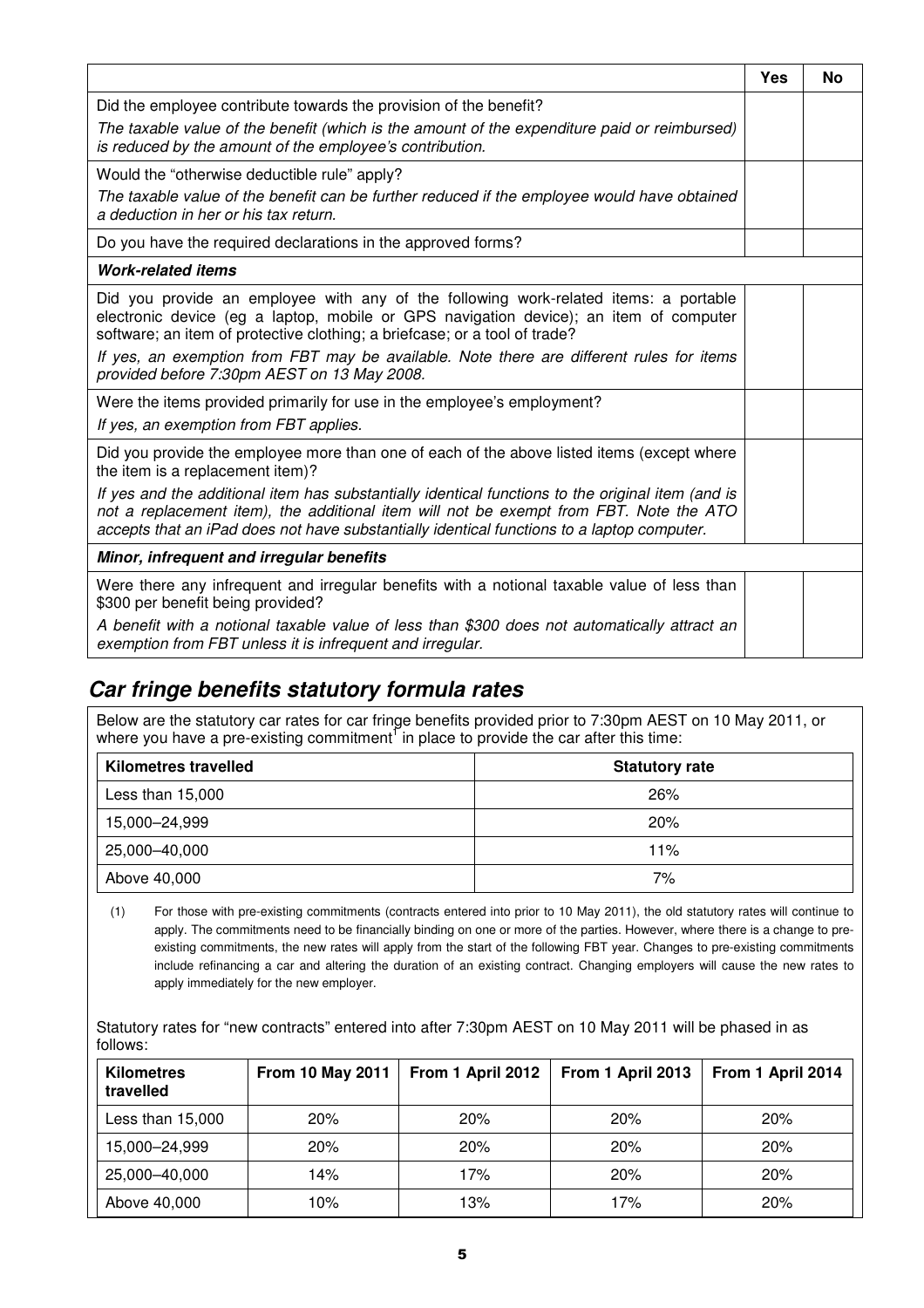| | Yes | No |
|---|---|---|
| Did the employee contribute towards the provision of the benefit?<br>*The taxable value of the benefit (which is the amount of the expenditure paid or reimbursed) is reduced by the amount of the employee's contribution.* | | |
| Would the "otherwise deductible rule" apply?<br>*The taxable value of the benefit can be further reduced if the employee would have obtained a deduction in her or his tax return.* | | |
| Do you have the required declarations in the approved forms? | | |
| ***Work-related items*** | | |
| Did you provide an employee with any of the following work-related items: a portable electronic device (eg a laptop, mobile or GPS navigation device); an item of computer software; an item of protective clothing; a briefcase; or a tool of trade?<br>*If yes, an exemption from FBT may be available. Note there are different rules for items provided before 7:30pm AEST on 13 May 2008.* | | |
| Were the items provided primarily for use in the employee's employment?<br>*If yes, an exemption from FBT applies.* | | |
| Did you provide the employee more than one of each of the above listed items (except where the item is a replacement item)?<br>*If yes and the additional item has substantially identical functions to the original item (and is not a replacement item), the additional item will not be exempt from FBT. Note the ATO accepts that an iPad does not have substantially identical functions to a laptop computer.* | | |
| ***Minor, infrequent and irregular benefits*** | | |
| Were there any infrequent and irregular benefits with a notional taxable value of less than $300 per benefit being provided?<br>*A benefit with a notional taxable value of less than $300 does not automatically attract an exemption from FBT unless it is infrequent and irregular.* | | |

## *Car fringe benefits statutory formula rates*

Below are the statutory car rates for car fringe benefits provided prior to 7:30pm AEST on 10 May 2011, or where you have a pre-existing commitment[1] in place to provide the car after this time:

| Kilometres travelled | Statutory rate |
|---|---|
| Less than 15,000 | 26% |
| 15,000–24,999 | 20% |
| 25,000–40,000 | 11% |
| Above 40,000 | 7% |

(1) For those with pre-existing commitments (contracts entered into prior to 10 May 2011), the old statutory rates will continue to apply. The commitments need to be financially binding on one or more of the parties. However, where there is a change to pre-existing commitments, the new rates will apply from the start of the following FBT year. Changes to pre-existing commitments include refinancing a car and altering the duration of an existing contract. Changing employers will cause the new rates to apply immediately for the new employer.

Statutory rates for "new contracts" entered into after 7:30pm AEST on 10 May 2011 will be phased in as follows:

| Kilometres travelled | From 10 May 2011 | From 1 April 2012 | From 1 April 2013 | From 1 April 2014 |
|---|---|---|---|---|
| Less than 15,000 | 20% | 20% | 20% | 20% |
| 15,000–24,999 | 20% | 20% | 20% | 20% |
| 25,000–40,000 | 14% | 17% | 20% | 20% |
| Above 40,000 | 10% | 13% | 17% | 20% |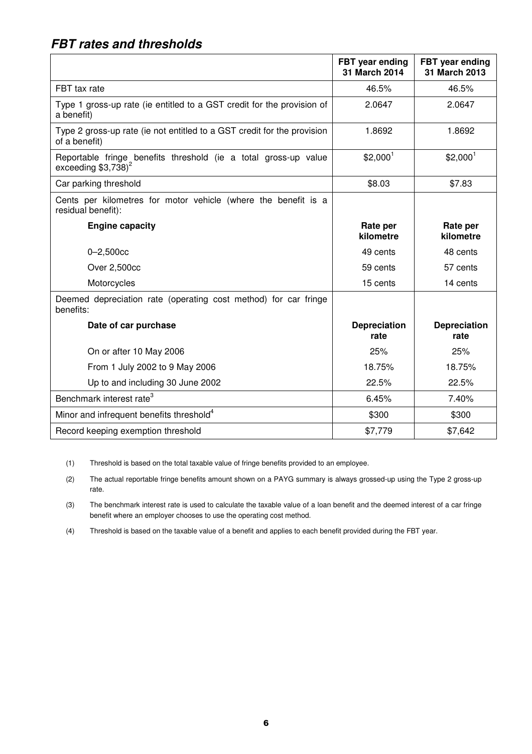## *FBT rates and thresholds*

| | FBT year ending 31 March 2014 | FBT year ending 31 March 2013 |
|---|---|---|
| FBT tax rate | 46.5% | 46.5% |
| Type 1 gross-up rate (ie entitled to a GST credit for the provision of a benefit) | 2.0647 | 2.0647 |
| Type 2 gross-up rate (ie not entitled to a GST credit for the provision of a benefit) | 1.8692 | 1.8692 |
| Reportable fringe benefits threshold (ie a total gross-up value exceeding $3,738)[2] | $2,000[1] | $2,000[1] |
| Car parking threshold | $8.03 | $7.83 |
| Cents per kilometres for motor vehicle (where the benefit is a residual benefit): | | |
| **Engine capacity** | **Rate per kilometre** | **Rate per kilometre** |
| 0–2,500cc | 49 cents | 48 cents |
| Over 2,500cc | 59 cents | 57 cents |
| Motorcycles | 15 cents | 14 cents |
| Deemed depreciation rate (operating cost method) for car fringe benefits: | | |
| **Date of car purchase** | **Depreciation rate** | **Depreciation rate** |
| On or after 10 May 2006 | 25% | 25% |
| From 1 July 2002 to 9 May 2006 | 18.75% | 18.75% |
| Up to and including 30 June 2002 | 22.5% | 22.5% |
| Benchmark interest rate[3] | 6.45% | 7.40% |
| Minor and infrequent benefits threshold[4] | $300 | $300 |
| Record keeping exemption threshold | $7,779 | $7,642 |

(1) Threshold is based on the total taxable value of fringe benefits provided to an employee.

(2) The actual reportable fringe benefits amount shown on a PAYG summary is always grossed-up using the Type 2 gross-up rate.

(3) The benchmark interest rate is used to calculate the taxable value of a loan benefit and the deemed interest of a car fringe benefit where an employer chooses to use the operating cost method.

(4) Threshold is based on the taxable value of a benefit and applies to each benefit provided during the FBT year.